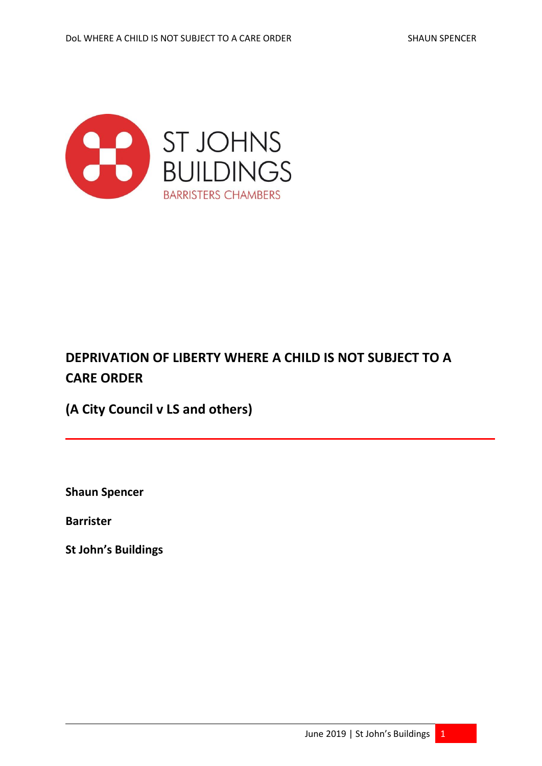ST JOHNS BUILDINGS

BARRISTERS CHAMBERS

# DEPRIVATION OF LIBERTY WHERE A CHILD IS NOT SUBJECT TO A CARE ORDER

## (A City Council v LS and others)

**Shaun Spencer**

**Barrister**

**St John's Buildings**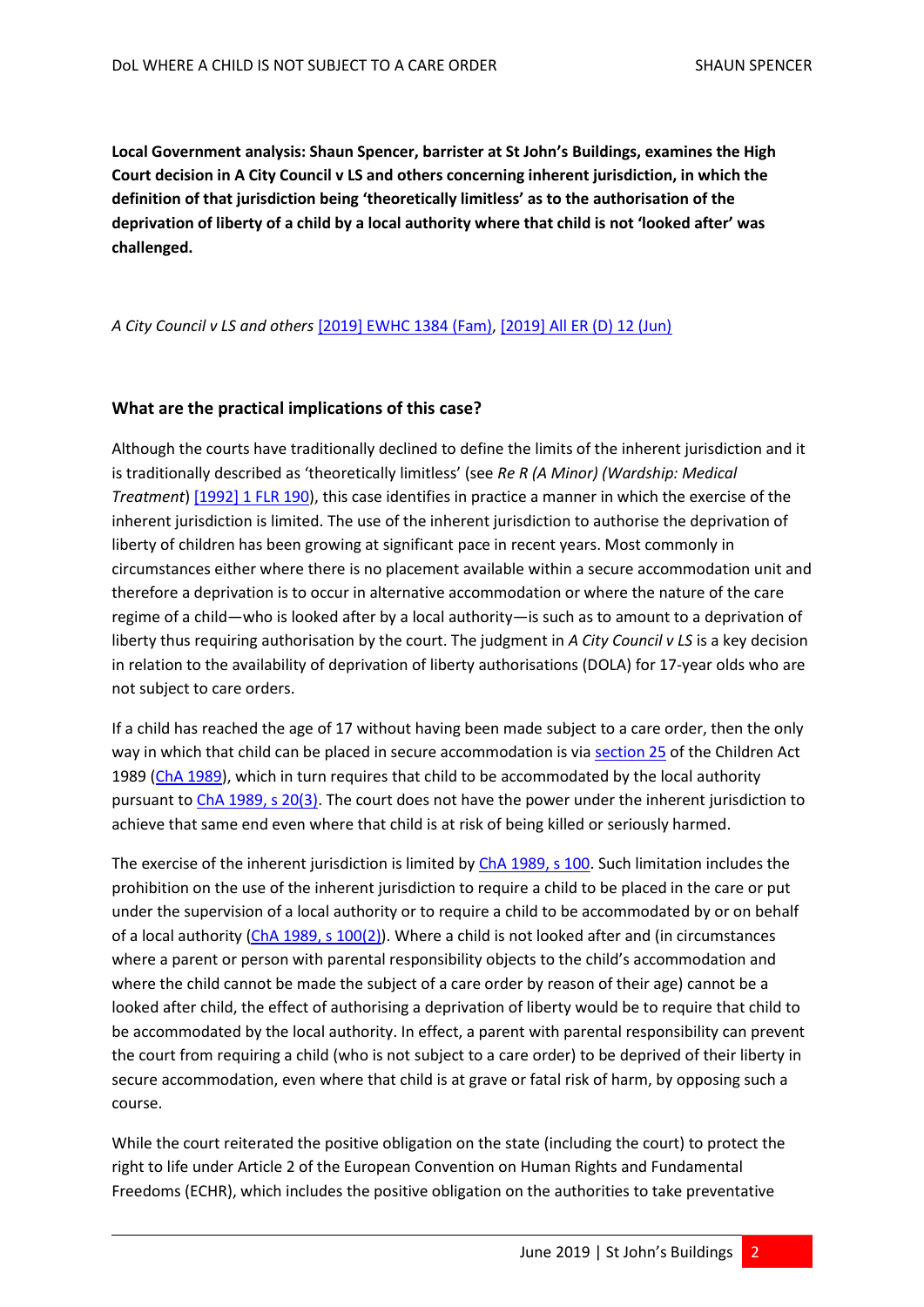**Local Government analysis: Shaun Spencer, barrister at St John's Buildings, examines the High Court decision in A City Council v LS and others concerning inherent jurisdiction, in which the definition of that jurisdiction being 'theoretically limitless' as to the authorisation of the deprivation of liberty of a child by a local authority where that child is not 'looked after' was challenged.**

*A City Council v LS and others* [2019] EWHC 1384 (Fam), [2019] All ER (D) 12 (Jun)

## What are the practical implications of this case?

Although the courts have traditionally declined to define the limits of the inherent jurisdiction and it is traditionally described as 'theoretically limitless' (see *Re R (A Minor) (Wardship: Medical Treatment)* [1992] 1 FLR 190), this case identifies in practice a manner in which the exercise of the inherent jurisdiction is limited. The use of the inherent jurisdiction to authorise the deprivation of liberty of children has been growing at significant pace in recent years. Most commonly in circumstances either where there is no placement available within a secure accommodation unit and therefore a deprivation is to occur in alternative accommodation or where the nature of the care regime of a child—who is looked after by a local authority—is such as to amount to a deprivation of liberty thus requiring authorisation by the court. The judgment in *A City Council v LS* is a key decision in relation to the availability of deprivation of liberty authorisations (DOLA) for 17-year olds who are not subject to care orders.

If a child has reached the age of 17 without having been made subject to a care order, then the only way in which that child can be placed in secure accommodation is via section 25 of the Children Act 1989 (ChA 1989), which in turn requires that child to be accommodated by the local authority pursuant to ChA 1989, s 20(3). The court does not have the power under the inherent jurisdiction to achieve that same end even where that child is at risk of being killed or seriously harmed.

The exercise of the inherent jurisdiction is limited by ChA 1989, s 100. Such limitation includes the prohibition on the use of the inherent jurisdiction to require a child to be placed in the care or put under the supervision of a local authority or to require a child to be accommodated by or on behalf of a local authority (ChA 1989, s 100(2)). Where a child is not looked after and (in circumstances where a parent or person with parental responsibility objects to the child's accommodation and where the child cannot be made the subject of a care order by reason of their age) cannot be a looked after child, the effect of authorising a deprivation of liberty would be to require that child to be accommodated by the local authority. In effect, a parent with parental responsibility can prevent the court from requiring a child (who is not subject to a care order) to be deprived of their liberty in secure accommodation, even where that child is at grave or fatal risk of harm, by opposing such a course.

While the court reiterated the positive obligation on the state (including the court) to protect the right to life under Article 2 of the European Convention on Human Rights and Fundamental Freedoms (ECHR), which includes the positive obligation on the authorities to take preventative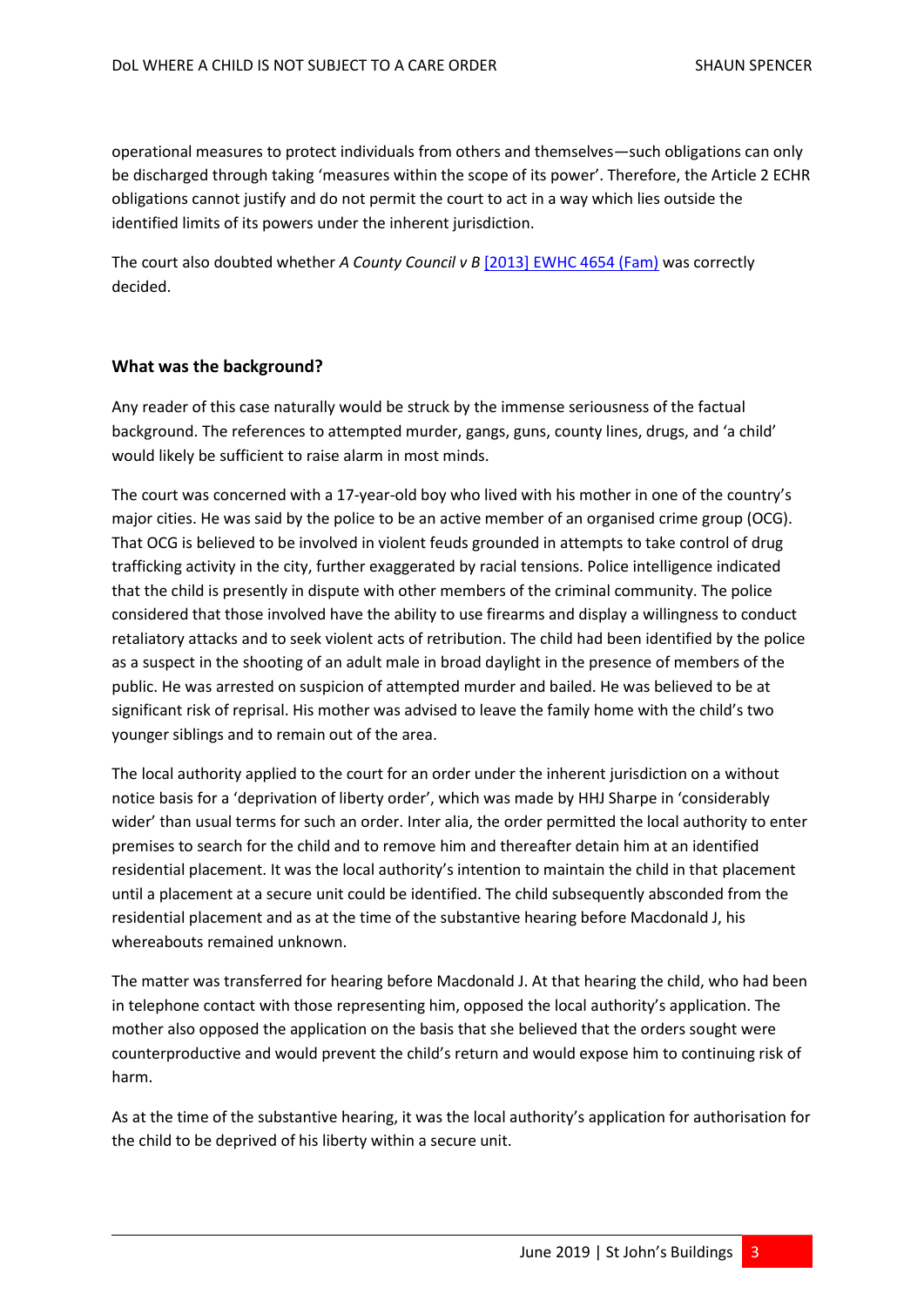operational measures to protect individuals from others and themselves—such obligations can only be discharged through taking 'measures within the scope of its power'. Therefore, the Article 2 ECHR obligations cannot justify and do not permit the court to act in a way which lies outside the identified limits of its powers under the inherent jurisdiction.

The court also doubted whether *A County Council v B* [2013] EWHC 4654 (Fam) was correctly decided.

### What was the background?

Any reader of this case naturally would be struck by the immense seriousness of the factual background. The references to attempted murder, gangs, guns, county lines, drugs, and 'a child' would likely be sufficient to raise alarm in most minds.

The court was concerned with a 17-year-old boy who lived with his mother in one of the country's major cities. He was said by the police to be an active member of an organised crime group (OCG). That OCG is believed to be involved in violent feuds grounded in attempts to take control of drug trafficking activity in the city, further exaggerated by racial tensions. Police intelligence indicated that the child is presently in dispute with other members of the criminal community. The police considered that those involved have the ability to use firearms and display a willingness to conduct retaliatory attacks and to seek violent acts of retribution. The child had been identified by the police as a suspect in the shooting of an adult male in broad daylight in the presence of members of the public. He was arrested on suspicion of attempted murder and bailed. He was believed to be at significant risk of reprisal. His mother was advised to leave the family home with the child's two younger siblings and to remain out of the area.

The local authority applied to the court for an order under the inherent jurisdiction on a without notice basis for a 'deprivation of liberty order', which was made by HHJ Sharpe in 'considerably wider' than usual terms for such an order. Inter alia, the order permitted the local authority to enter premises to search for the child and to remove him and thereafter detain him at an identified residential placement. It was the local authority's intention to maintain the child in that placement until a placement at a secure unit could be identified. The child subsequently absconded from the residential placement and as at the time of the substantive hearing before Macdonald J, his whereabouts remained unknown.

The matter was transferred for hearing before Macdonald J. At that hearing the child, who had been in telephone contact with those representing him, opposed the local authority's application. The mother also opposed the application on the basis that she believed that the orders sought were counterproductive and would prevent the child's return and would expose him to continuing risk of harm.

As at the time of the substantive hearing, it was the local authority's application for authorisation for the child to be deprived of his liberty within a secure unit.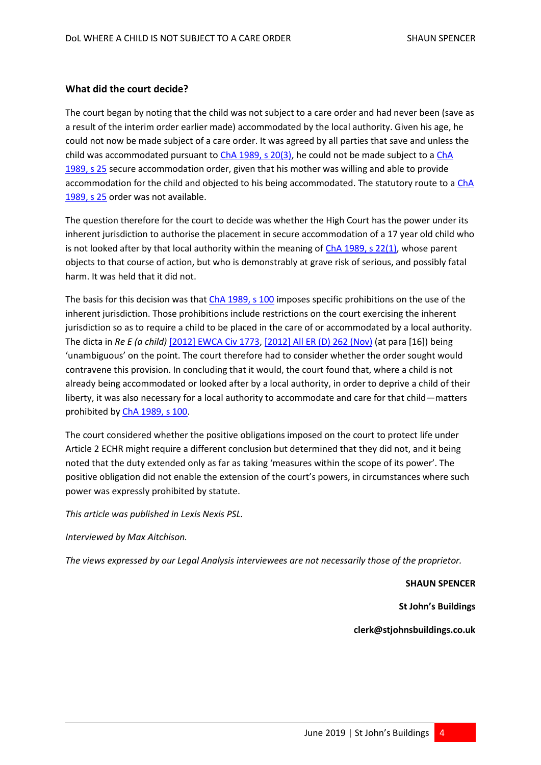### What did the court decide?

The court began by noting that the child was not subject to a care order and had never been (save as a result of the interim order earlier made) accommodated by the local authority. Given his age, he could not now be made subject of a care order. It was agreed by all parties that save and unless the child was accommodated pursuant to ChA 1989, s 20(3), he could not be made subject to a ChA 1989, s 25 secure accommodation order, given that his mother was willing and able to provide accommodation for the child and objected to his being accommodated. The statutory route to a ChA 1989, s 25 order was not available.

The question therefore for the court to decide was whether the High Court has the power under its inherent jurisdiction to authorise the placement in secure accommodation of a 17 year old child who is not looked after by that local authority within the meaning of ChA 1989, s 22(1), whose parent objects to that course of action, but who is demonstrably at grave risk of serious, and possibly fatal harm. It was held that it did not.

The basis for this decision was that ChA 1989, s 100 imposes specific prohibitions on the use of the inherent jurisdiction. Those prohibitions include restrictions on the court exercising the inherent jurisdiction so as to require a child to be placed in the care of or accommodated by a local authority. The dicta in *Re E (a child)* [2012] EWCA Civ 1773, [2012] All ER (D) 262 (Nov) (at para [16]) being 'unambiguous' on the point. The court therefore had to consider whether the order sought would contravene this provision. In concluding that it would, the court found that, where a child is not already being accommodated or looked after by a local authority, in order to deprive a child of their liberty, it was also necessary for a local authority to accommodate and care for that child—matters prohibited by ChA 1989, s 100.

The court considered whether the positive obligations imposed on the court to protect life under Article 2 ECHR might require a different conclusion but determined that they did not, and it being noted that the duty extended only as far as taking 'measures within the scope of its power'. The positive obligation did not enable the extension of the court's powers, in circumstances where such power was expressly prohibited by statute.

*This article was published in Lexis Nexis PSL.*

*Interviewed by Max Aitchison.*

*The views expressed by our Legal Analysis interviewees are not necessarily those of the proprietor.*

**SHAUN SPENCER**

**St John's Buildings**

**clerk@stjohnsbuildings.co.uk**